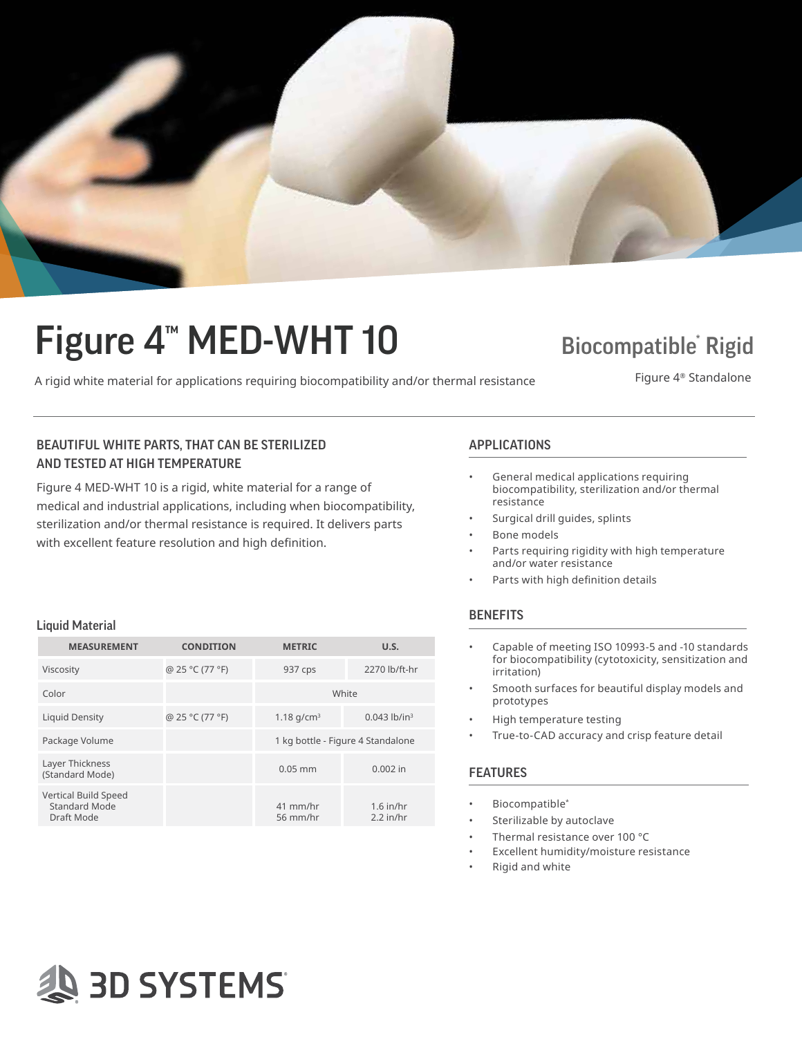# Figure 4™ MED-WHT 10

## Biocompatible* Rigid

A rigid white material for applications requiring biocompatibility and/or thermal resistance

Figure 4® Standalone

### BEAUTIFUL WHITE PARTS, THAT CAN BE STERILIZED AND TESTED AT HIGH TEMPERATURE

Figure 4 MED-WHT 10 is a rigid, white material for a range of medical and industrial applications, including when biocompatibility, sterilization and/or thermal resistance is required. It delivers parts with excellent feature resolution and high definition.

### Liquid Material

| MEASUREMENT | CONDITION | METRIC | U.S. |
|---|---|---|---|
| Viscosity | @ 25 °C (77 °F) | 937 cps | 2270 lb/ft-hr |
| Color | | White | |
| Liquid Density | @ 25 °C (77 °F) | 1.18 g/cm³ | 0.043 lb/in³ |
| Package Volume | | 1 kg bottle - Figure 4 Standalone | |
| Layer Thickness (Standard Mode) | | 0.05 mm | 0.002 in |
| Vertical Build Speed<br>Standard Mode<br>Draft Mode | | <br>41 mm/hr<br>56 mm/hr | <br>1.6 in/hr<br>2.2 in/hr |

### APPLICATIONS

- General medical applications requiring biocompatibility, sterilization and/or thermal resistance
- Surgical drill guides, splints
- Bone models
- Parts requiring rigidity with high temperature and/or water resistance
- Parts with high definition details

### BENEFITS

- Capable of meeting ISO 10993-5 and -10 standards for biocompatibility (cytotoxicity, sensitization and irritation)
- Smooth surfaces for beautiful display models and prototypes
- High temperature testing
- True-to-CAD accuracy and crisp feature detail

### FEATURES

- Biocompatible*
- Sterilizable by autoclave
- Thermal resistance over 100 °C
- Excellent humidity/moisture resistance
- Rigid and white

3D SYSTEMS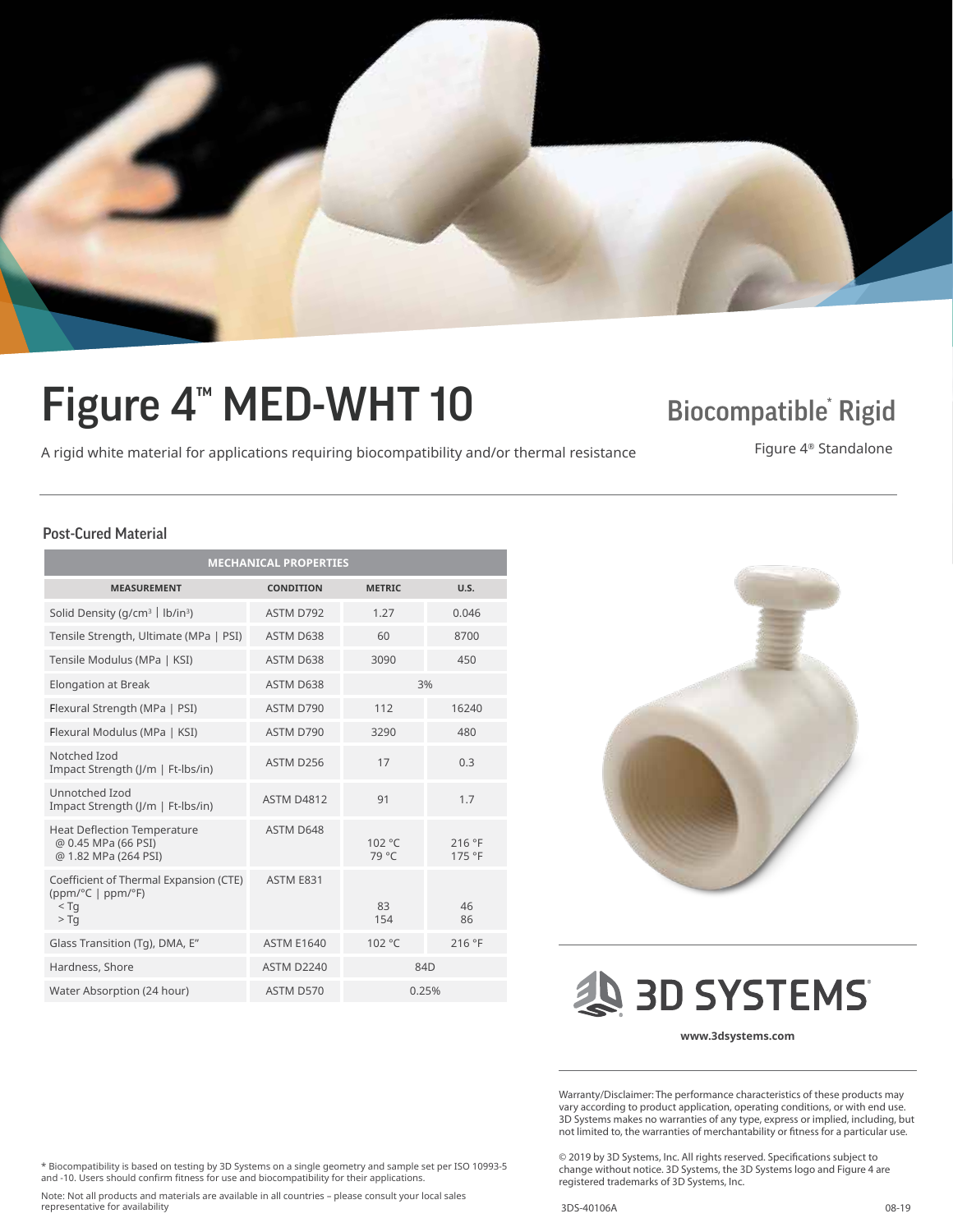# Figure 4™ MEDWHT 10

A rigid white material for applications requiring biocompatibility and/or thermal resistance

## Biocompatible* Rigid

Figure 4® Standalone

### Post-Cured Material

| MECHANICAL PROPERTIES | | | |
|---|---|---|---|
| **MEASUREMENT** | **CONDITION** | **METRIC** | **U.S.** |
| Solid Density (g/cm³ \| lb/in³) | ASTM D792 | 1.27 | 0.046 |
| Tensile Strength, Ultimate (MPa \| PSI) | ASTM D638 | 60 | 8700 |
| Tensile Modulus (MPa \| KSI) | ASTM D638 | 3090 | 450 |
| Elongation at Break | ASTM D638 | 3% | |
| Flexural Strength (MPa \| PSI) | ASTM D790 | 112 | 16240 |
| Flexural Modulus (MPa \| KSI) | ASTM D790 | 3290 | 480 |
| Notched Izod Impact Strength (J/m \| Ft-lbs/in) | ASTM D256 | 17 | 0.3 |
| Unnotched Izod Impact Strength (J/m \| Ft-lbs/in) | ASTM D4812 | 91 | 1.7 |
| Heat Deflection Temperature @ 0.45 MPa (66 PSI) @ 1.82 MPa (264 PSI) | ASTM D648 | 102 °C 79 °C | 216 °F 175 °F |
| Coefficient of Thermal Expansion (CTE) (ppm/°C \| ppm/°F) < Tg > Tg | ASTM E831 | 83 154 | 46 86 |
| Glass Transition (Tg), DMA, E" | ASTM E1640 | 102 °C | 216 °F |
| Hardness, Shore | ASTM D2240 | 84D | |
| Water Absorption (24 hour) | ASTM D570 | 0.25% | |

3D SYSTEMS

**www.3dsystems.com**

Warranty/Disclaimer: The performance characteristics of these products may vary according to product application, operating conditions, or with end use. 3D Systems makes no warranties of any type, express or implied, including, but not limited to, the warranties of merchantability or fitness for a particular use.

© 2019 by 3D Systems, Inc. All rights reserved. Specifications subject to change without notice. 3D Systems, the 3D Systems logo and Figure 4 are registered trademarks of 3D Systems, Inc.

\* Biocompatibility is based on testing by 3D Systems on a single geometry and sample set per ISO 10993-5 and -10. Users should confirm fitness for use and biocompatibility for their applications.

Note: Not all products and materials are available in all countries – please consult your local sales representative for availability

3DS-40106A 08-19